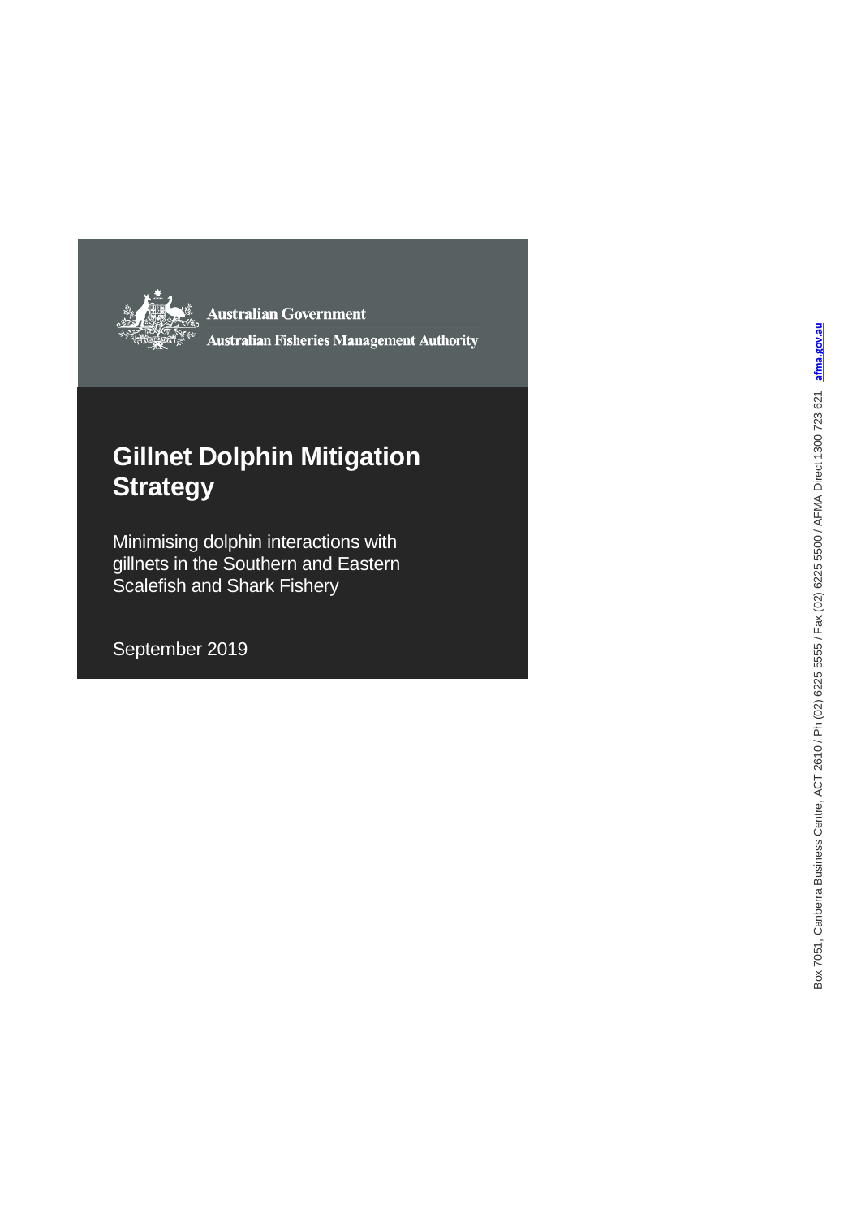Australian Government

Australian Fisheries Management Authority

# Gillnet Dolphin Mitigation Strategy

Minimising dolphin interactions with gillnets in the Southern and Eastern Scalefish and Shark Fishery

September 2019

Box 7051, Canberra Business Centre, ACT 2610 / Ph (02) 6225 5555 / Fax (02) 6225 5500 / AFMA Direct 1300 723 621 afma.gov.au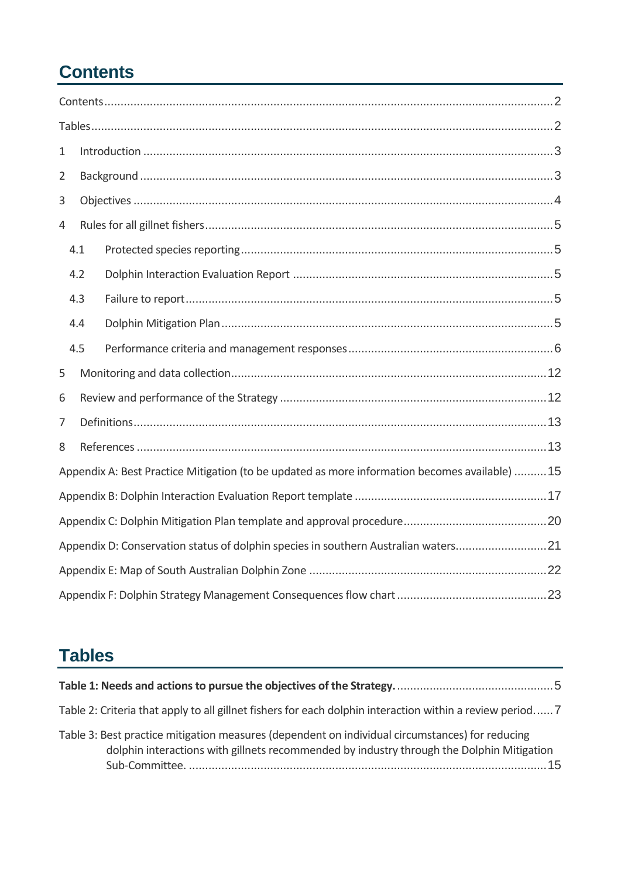## Contents

Contents ........................................................................................................................................2

Tables .............................................................................................................................................2

1 Introduction ...............................................................................................................................3

2 Background ................................................................................................................................3

3 Objectives ..................................................................................................................................4

4 Rules for all gillnet fishers ..........................................................................................................5

4.1 Protected species reporting .......................................................................................................5

4.2 Dolphin Interaction Evaluation Report .......................................................................................5

4.3 Failure to report ........................................................................................................................5

4.4 Dolphin Mitigation Plan ..............................................................................................................5

4.5 Performance criteria and management responses .....................................................................6

5 Monitoring and data collection .................................................................................................12

6 Review and performance of the Strategy ..................................................................................12

7 Definitions ................................................................................................................................13

8 References ................................................................................................................................13

Appendix A: Best Practice Mitigation (to be updated as more information becomes available) ..........15

Appendix B: Dolphin Interaction Evaluation Report template ...........................................................17

Appendix C: Dolphin Mitigation Plan template and approval procedure ............................................20

Appendix D: Conservation status of dolphin species in southern Australian waters............................21

Appendix E: Map of South Australian Dolphin Zone .........................................................................22

Appendix F: Dolphin Strategy Management Consequences flow chart ..............................................23

## Tables

**Table 1: Needs and actions to pursue the objectives of the Strategy.** ..............................................5

Table 2: Criteria that apply to all gillnet fishers for each dolphin interaction within a review period. .....7

Table 3: Best practice mitigation measures (dependent on individual circumstances) for reducing dolphin interactions with gillnets recommended by industry through the Dolphin Mitigation Sub-Committee. ..............................................................................................................15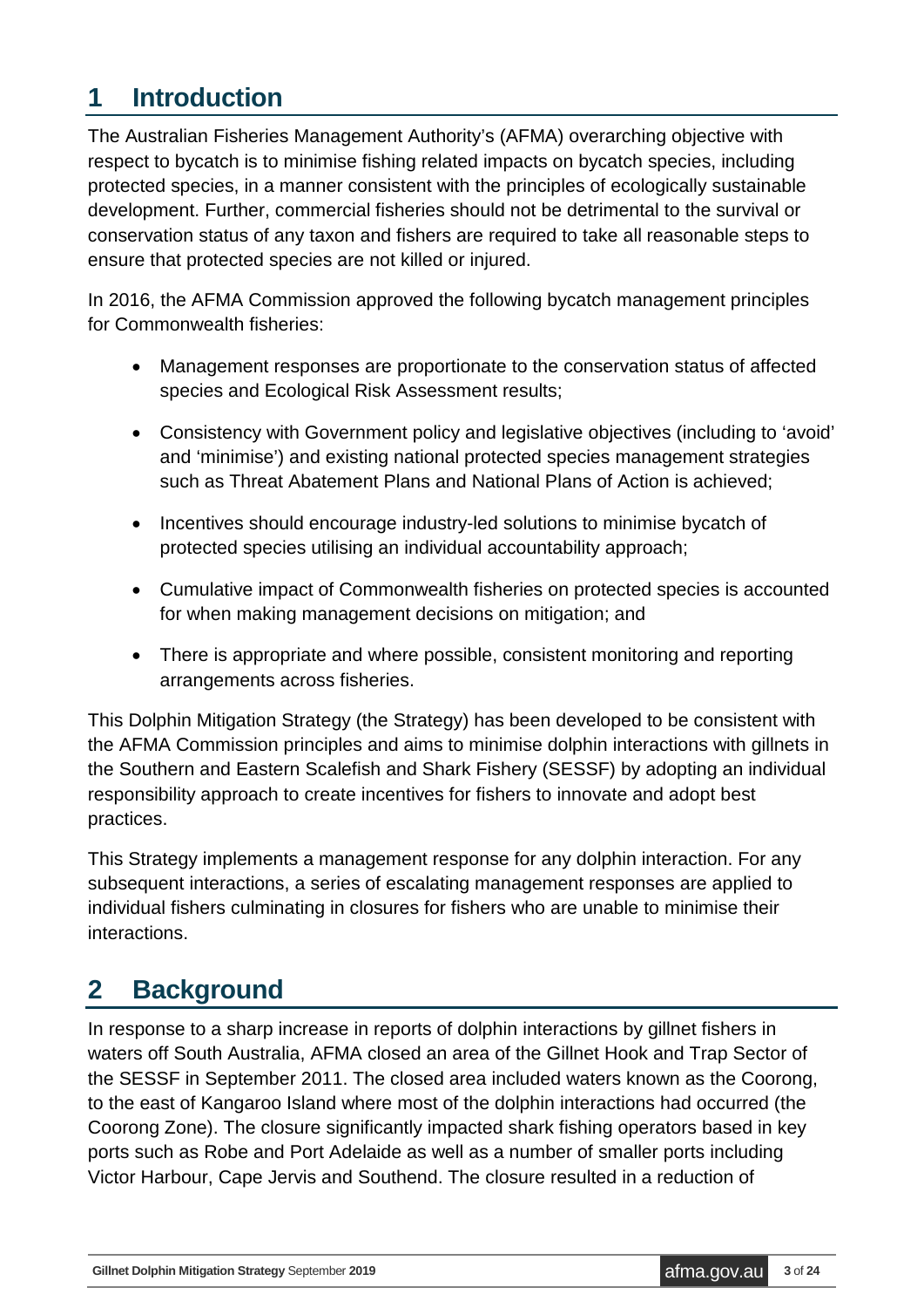# 1 Introduction

The Australian Fisheries Management Authority's (AFMA) overarching objective with respect to bycatch is to minimise fishing related impacts on bycatch species, including protected species, in a manner consistent with the principles of ecologically sustainable development. Further, commercial fisheries should not be detrimental to the survival or conservation status of any taxon and fishers are required to take all reasonable steps to ensure that protected species are not killed or injured.

In 2016, the AFMA Commission approved the following bycatch management principles for Commonwealth fisheries:

- Management responses are proportionate to the conservation status of affected species and Ecological Risk Assessment results;
- Consistency with Government policy and legislative objectives (including to 'avoid' and 'minimise') and existing national protected species management strategies such as Threat Abatement Plans and National Plans of Action is achieved;
- Incentives should encourage industry-led solutions to minimise bycatch of protected species utilising an individual accountability approach;
- Cumulative impact of Commonwealth fisheries on protected species is accounted for when making management decisions on mitigation; and
- There is appropriate and where possible, consistent monitoring and reporting arrangements across fisheries.

This Dolphin Mitigation Strategy (the Strategy) has been developed to be consistent with the AFMA Commission principles and aims to minimise dolphin interactions with gillnets in the Southern and Eastern Scalefish and Shark Fishery (SESSF) by adopting an individual responsibility approach to create incentives for fishers to innovate and adopt best practices.

This Strategy implements a management response for any dolphin interaction. For any subsequent interactions, a series of escalating management responses are applied to individual fishers culminating in closures for fishers who are unable to minimise their interactions.

# 2 Background

In response to a sharp increase in reports of dolphin interactions by gillnet fishers in waters off South Australia, AFMA closed an area of the Gillnet Hook and Trap Sector of the SESSF in September 2011. The closed area included waters known as the Coorong, to the east of Kangaroo Island where most of the dolphin interactions had occurred (the Coorong Zone). The closure significantly impacted shark fishing operators based in key ports such as Robe and Port Adelaide as well as a number of smaller ports including Victor Harbour, Cape Jervis and Southend. The closure resulted in a reduction of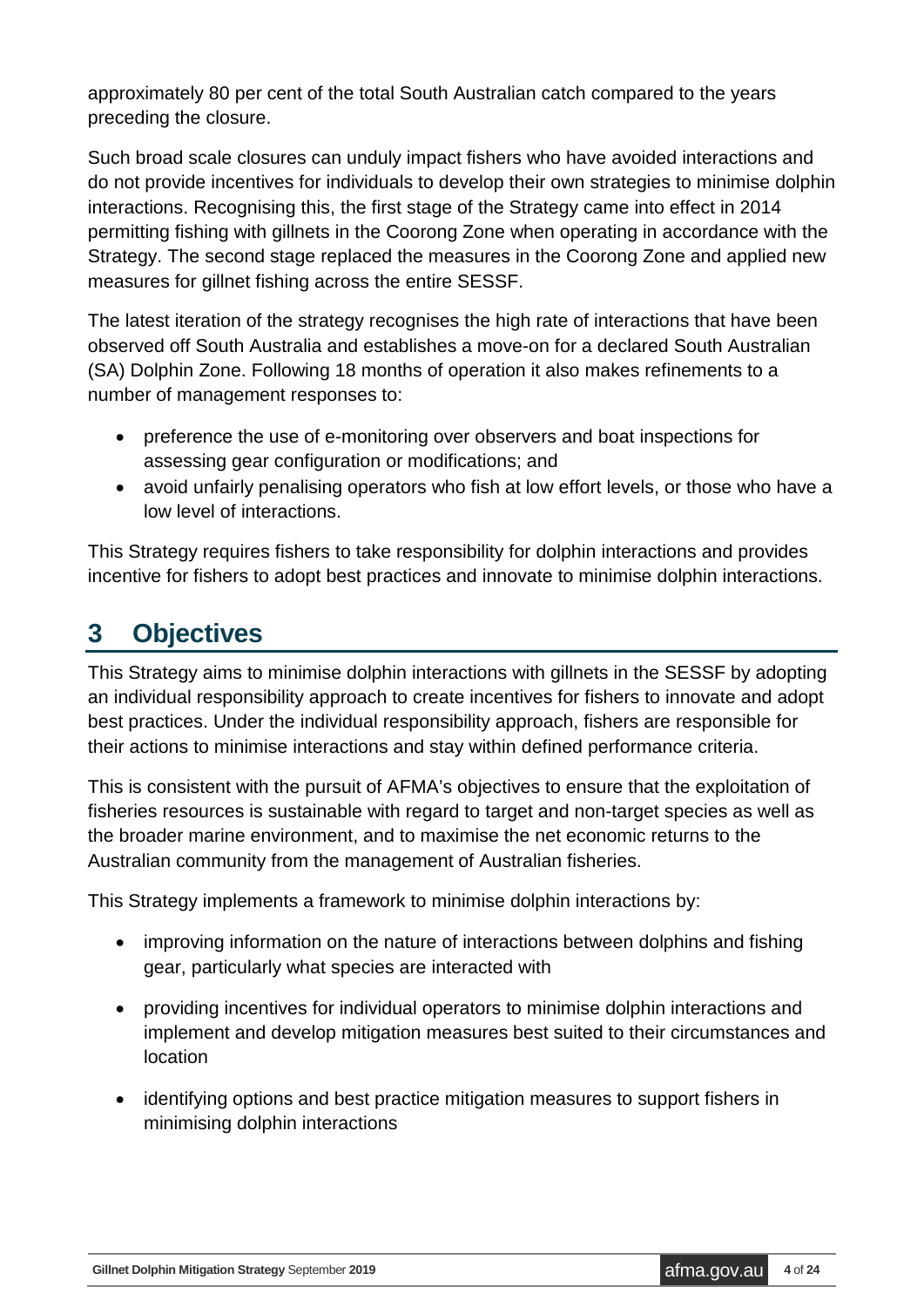approximately 80 per cent of the total South Australian catch compared to the years preceding the closure.

Such broad scale closures can unduly impact fishers who have avoided interactions and do not provide incentives for individuals to develop their own strategies to minimise dolphin interactions. Recognising this, the first stage of the Strategy came into effect in 2014 permitting fishing with gillnets in the Coorong Zone when operating in accordance with the Strategy. The second stage replaced the measures in the Coorong Zone and applied new measures for gillnet fishing across the entire SESSF.

The latest iteration of the strategy recognises the high rate of interactions that have been observed off South Australia and establishes a move-on for a declared South Australian (SA) Dolphin Zone. Following 18 months of operation it also makes refinements to a number of management responses to:

- preference the use of e-monitoring over observers and boat inspections for assessing gear configuration or modifications; and
- avoid unfairly penalising operators who fish at low effort levels, or those who have a low level of interactions.

This Strategy requires fishers to take responsibility for dolphin interactions and provides incentive for fishers to adopt best practices and innovate to minimise dolphin interactions.

# 3 Objectives

This Strategy aims to minimise dolphin interactions with gillnets in the SESSF by adopting an individual responsibility approach to create incentives for fishers to innovate and adopt best practices. Under the individual responsibility approach, fishers are responsible for their actions to minimise interactions and stay within defined performance criteria.

This is consistent with the pursuit of AFMA's objectives to ensure that the exploitation of fisheries resources is sustainable with regard to target and non-target species as well as the broader marine environment, and to maximise the net economic returns to the Australian community from the management of Australian fisheries.

This Strategy implements a framework to minimise dolphin interactions by:

- improving information on the nature of interactions between dolphins and fishing gear, particularly what species are interacted with
- providing incentives for individual operators to minimise dolphin interactions and implement and develop mitigation measures best suited to their circumstances and location
- identifying options and best practice mitigation measures to support fishers in minimising dolphin interactions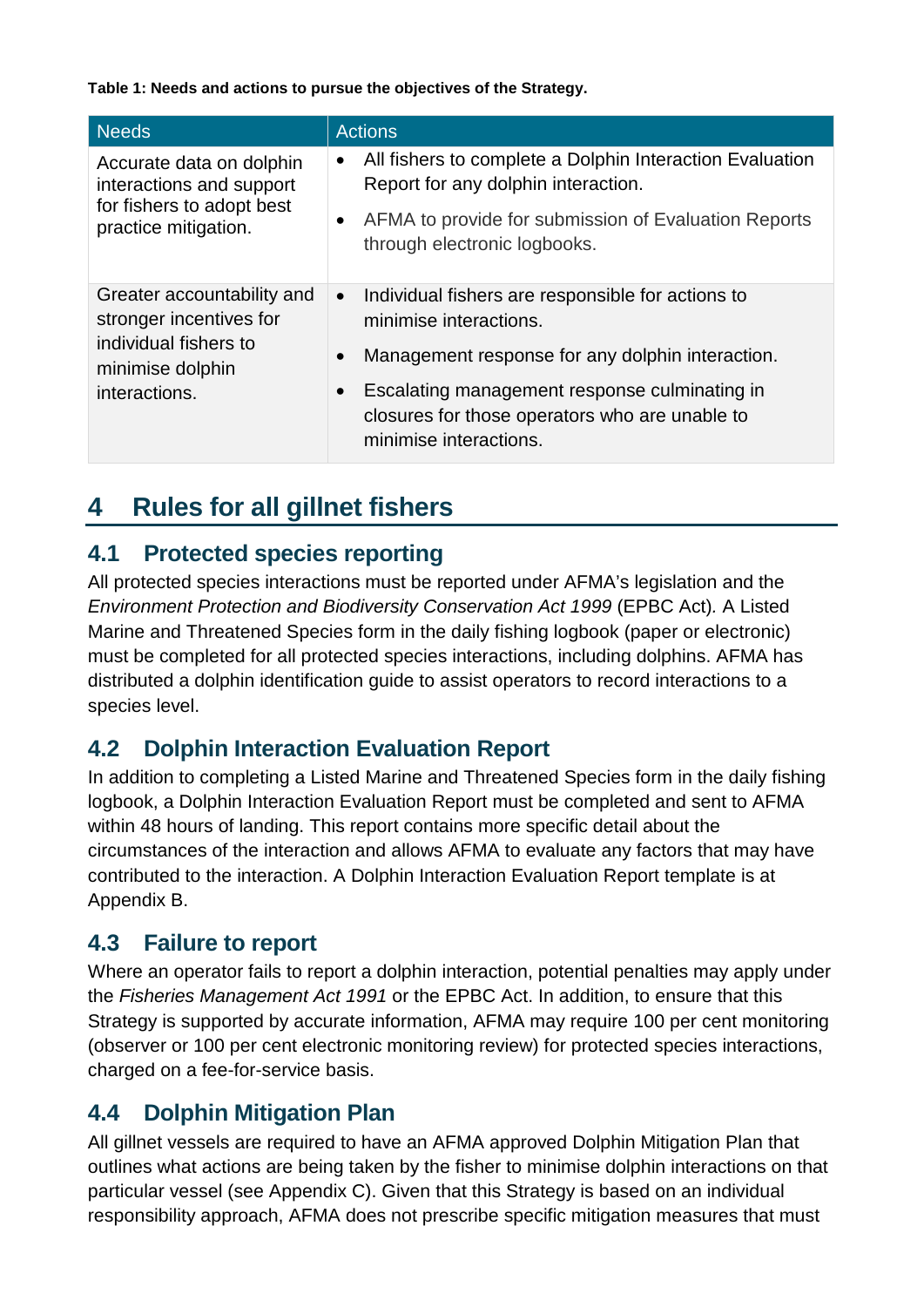**Table 1: Needs and actions to pursue the objectives of the Strategy.**

| Needs | Actions |
|---|---|
| Accurate data on dolphin interactions and support for fishers to adopt best practice mitigation. | • All fishers to complete a Dolphin Interaction Evaluation Report for any dolphin interaction.<br>• AFMA to provide for submission of Evaluation Reports through electronic logbooks. |
| Greater accountability and stronger incentives for individual fishers to minimise dolphin interactions. | • Individual fishers are responsible for actions to minimise interactions.<br>• Management response for any dolphin interaction.<br>• Escalating management response culminating in closures for those operators who are unable to minimise interactions. |

# 4 Rules for all gillnet fishers

## 4.1 Protected species reporting

All protected species interactions must be reported under AFMA's legislation and the *Environment Protection and Biodiversity Conservation Act 1999* (EPBC Act). A Listed Marine and Threatened Species form in the daily fishing logbook (paper or electronic) must be completed for all protected species interactions, including dolphins. AFMA has distributed a dolphin identification guide to assist operators to record interactions to a species level.

## 4.2 Dolphin Interaction Evaluation Report

In addition to completing a Listed Marine and Threatened Species form in the daily fishing logbook, a Dolphin Interaction Evaluation Report must be completed and sent to AFMA within 48 hours of landing. This report contains more specific detail about the circumstances of the interaction and allows AFMA to evaluate any factors that may have contributed to the interaction. A Dolphin Interaction Evaluation Report template is at Appendix B.

## 4.3 Failure to report

Where an operator fails to report a dolphin interaction, potential penalties may apply under the *Fisheries Management Act 1991* or the EPBC Act. In addition, to ensure that this Strategy is supported by accurate information, AFMA may require 100 per cent monitoring (observer or 100 per cent electronic monitoring review) for protected species interactions, charged on a fee-for-service basis.

## 4.4 Dolphin Mitigation Plan

All gillnet vessels are required to have an AFMA approved Dolphin Mitigation Plan that outlines what actions are being taken by the fisher to minimise dolphin interactions on that particular vessel (see Appendix C). Given that this Strategy is based on an individual responsibility approach, AFMA does not prescribe specific mitigation measures that must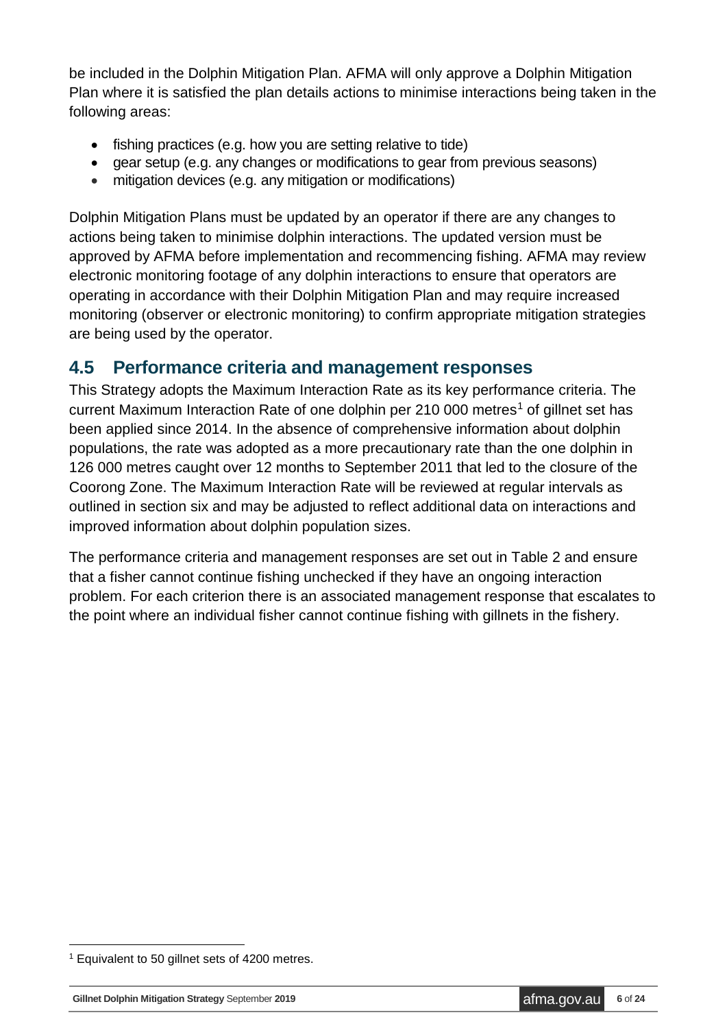be included in the Dolphin Mitigation Plan. AFMA will only approve a Dolphin Mitigation Plan where it is satisfied the plan details actions to minimise interactions being taken in the following areas:

- fishing practices (e.g. how you are setting relative to tide)
- gear setup (e.g. any changes or modifications to gear from previous seasons)
- mitigation devices (e.g. any mitigation or modifications)

Dolphin Mitigation Plans must be updated by an operator if there are any changes to actions being taken to minimise dolphin interactions. The updated version must be approved by AFMA before implementation and recommencing fishing. AFMA may review electronic monitoring footage of any dolphin interactions to ensure that operators are operating in accordance with their Dolphin Mitigation Plan and may require increased monitoring (observer or electronic monitoring) to confirm appropriate mitigation strategies are being used by the operator.

## 4.5 Performance criteria and management responses

This Strategy adopts the Maximum Interaction Rate as its key performance criteria. The current Maximum Interaction Rate of one dolphin per 210 000 metres[1] of gillnet set has been applied since 2014. In the absence of comprehensive information about dolphin populations, the rate was adopted as a more precautionary rate than the one dolphin in 126 000 metres caught over 12 months to September 2011 that led to the closure of the Coorong Zone. The Maximum Interaction Rate will be reviewed at regular intervals as outlined in section six and may be adjusted to reflect additional data on interactions and improved information about dolphin population sizes.

The performance criteria and management responses are set out in Table 2 and ensure that a fisher cannot continue fishing unchecked if they have an ongoing interaction problem. For each criterion there is an associated management response that escalates to the point where an individual fisher cannot continue fishing with gillnets in the fishery.

[1] Equivalent to 50 gillnet sets of 4200 metres.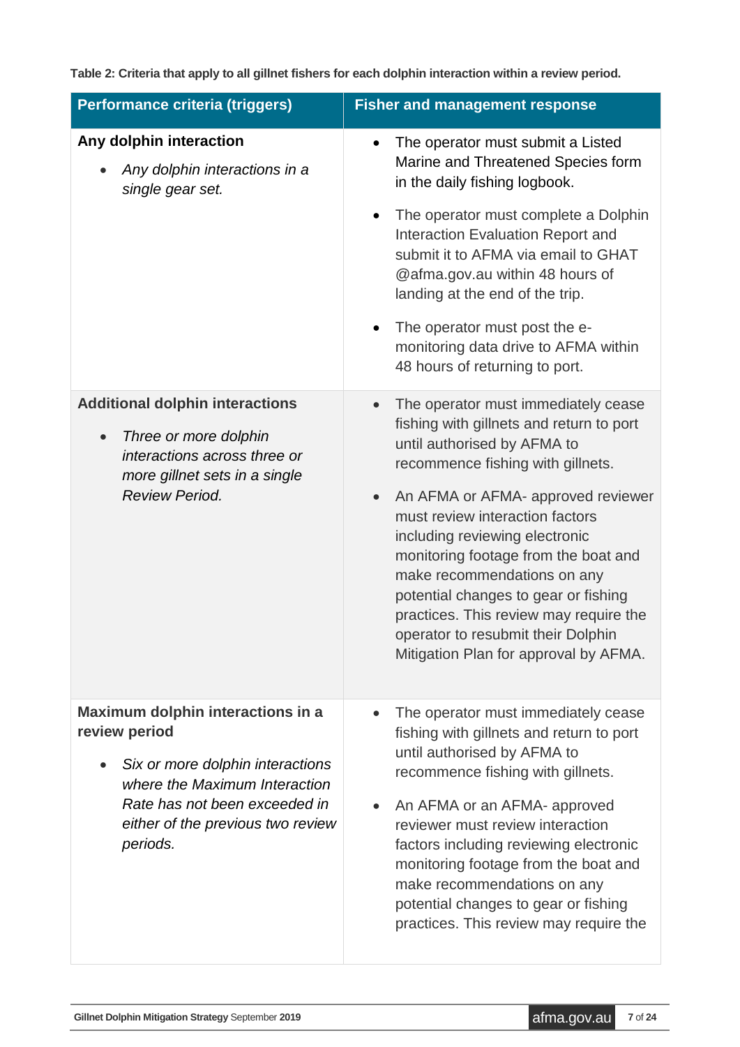**Table 2: Criteria that apply to all gillnet fishers for each dolphin interaction within a review period.**

| Performance criteria (triggers) | Fisher and management response |
| --- | --- |
| **Any dolphin interaction**<br><br>• *Any dolphin interactions in a single gear set.* | • The operator must submit a Listed Marine and Threatened Species form in the daily fishing logbook.<br><br>• The operator must complete a Dolphin Interaction Evaluation Report and submit it to AFMA via email to GHAT @afma.gov.au within 48 hours of landing at the end of the trip.<br><br>• The operator must post the e-monitoring data drive to AFMA within 48 hours of returning to port. |
| **Additional dolphin interactions**<br><br>• *Three or more dolphin interactions across three or more gillnet sets in a single Review Period.* | • The operator must immediately cease fishing with gillnets and return to port until authorised by AFMA to recommence fishing with gillnets.<br><br>• An AFMA or AFMA- approved reviewer must review interaction factors including reviewing electronic monitoring footage from the boat and make recommendations on any potential changes to gear or fishing practices. This review may require the operator to resubmit their Dolphin Mitigation Plan for approval by AFMA. |
| **Maximum dolphin interactions in a review period**<br><br>• *Six or more dolphin interactions where the Maximum Interaction Rate has not been exceeded in either of the previous two review periods.* | • The operator must immediately cease fishing with gillnets and return to port until authorised by AFMA to recommence fishing with gillnets.<br><br>• An AFMA or an AFMA- approved reviewer must review interaction factors including reviewing electronic monitoring footage from the boat and make recommendations on any potential changes to gear or fishing practices. This review may require the |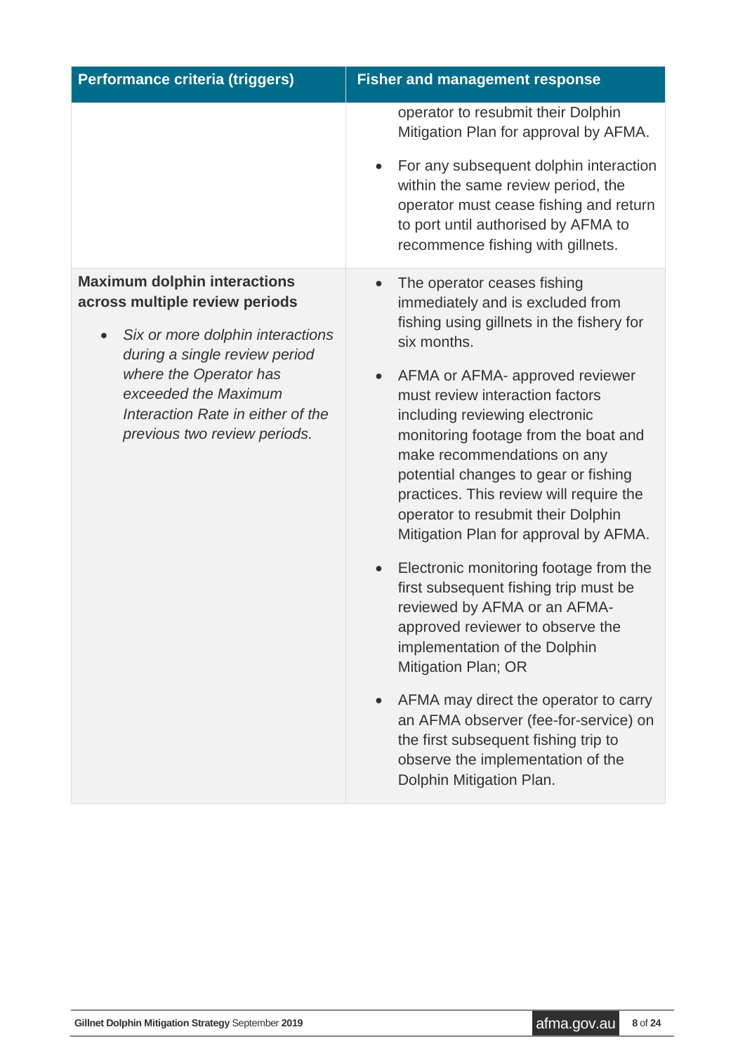| Performance criteria (triggers) | Fisher and management response |
| --- | --- |
| | operator to resubmit their Dolphin Mitigation Plan for approval by AFMA.<br><br>• For any subsequent dolphin interaction within the same review period, the operator must cease fishing and return to port until authorised by AFMA to recommence fishing with gillnets. |
| **Maximum dolphin interactions across multiple review periods**<br><br>• *Six or more dolphin interactions during a single review period where the Operator has exceeded the Maximum Interaction Rate in either of the previous two review periods.* | • The operator ceases fishing immediately and is excluded from fishing using gillnets in the fishery for six months.<br><br>• AFMA or AFMA- approved reviewer must review interaction factors including reviewing electronic monitoring footage from the boat and make recommendations on any potential changes to gear or fishing practices. This review will require the operator to resubmit their Dolphin Mitigation Plan for approval by AFMA.<br><br>• Electronic monitoring footage from the first subsequent fishing trip must be reviewed by AFMA or an AFMA-approved reviewer to observe the implementation of the Dolphin Mitigation Plan; OR<br><br>• AFMA may direct the operator to carry an AFMA observer (fee-for-service) on the first subsequent fishing trip to observe the implementation of the Dolphin Mitigation Plan. |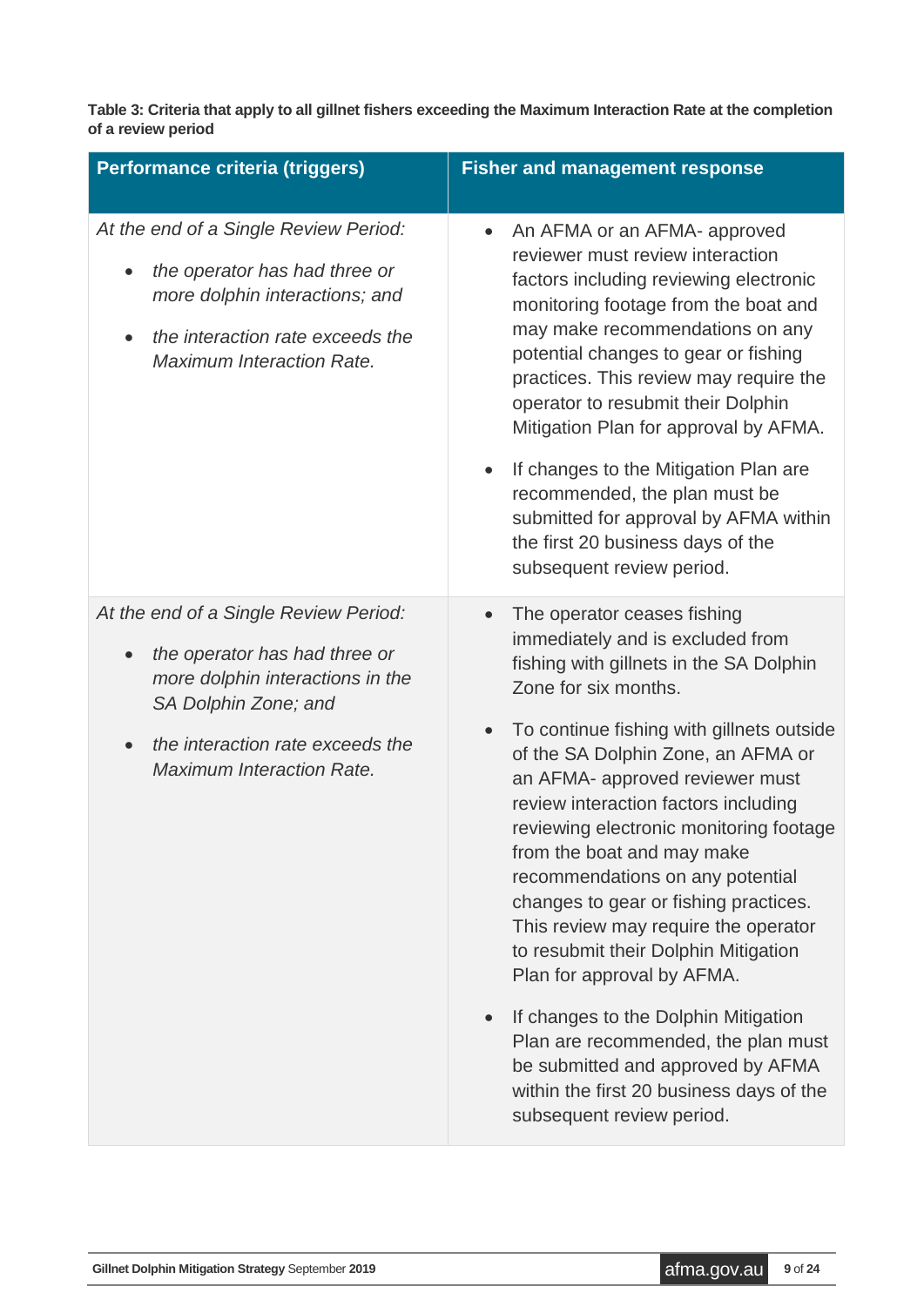**Table 3: Criteria that apply to all gillnet fishers exceeding the Maximum Interaction Rate at the completion of a review period**

| Performance criteria (triggers) | Fisher and management response |
|---|---|
| *At the end of a Single Review Period:*<br>• *the operator has had three or more dolphin interactions; and*<br>• *the interaction rate exceeds the Maximum Interaction Rate.* | • An AFMA or an AFMA- approved reviewer must review interaction factors including reviewing electronic monitoring footage from the boat and may make recommendations on any potential changes to gear or fishing practices. This review may require the operator to resubmit their Dolphin Mitigation Plan for approval by AFMA.<br>• If changes to the Mitigation Plan are recommended, the plan must be submitted for approval by AFMA within the first 20 business days of the subsequent review period. |
| *At the end of a Single Review Period:*<br>• *the operator has had three or more dolphin interactions in the SA Dolphin Zone; and*<br>• *the interaction rate exceeds the Maximum Interaction Rate.* | • The operator ceases fishing immediately and is excluded from fishing with gillnets in the SA Dolphin Zone for six months.<br>• To continue fishing with gillnets outside of the SA Dolphin Zone, an AFMA or an AFMA- approved reviewer must review interaction factors including reviewing electronic monitoring footage from the boat and may make recommendations on any potential changes to gear or fishing practices. This review may require the operator to resubmit their Dolphin Mitigation Plan for approval by AFMA.<br>• If changes to the Dolphin Mitigation Plan are recommended, the plan must be submitted and approved by AFMA within the first 20 business days of the subsequent review period. |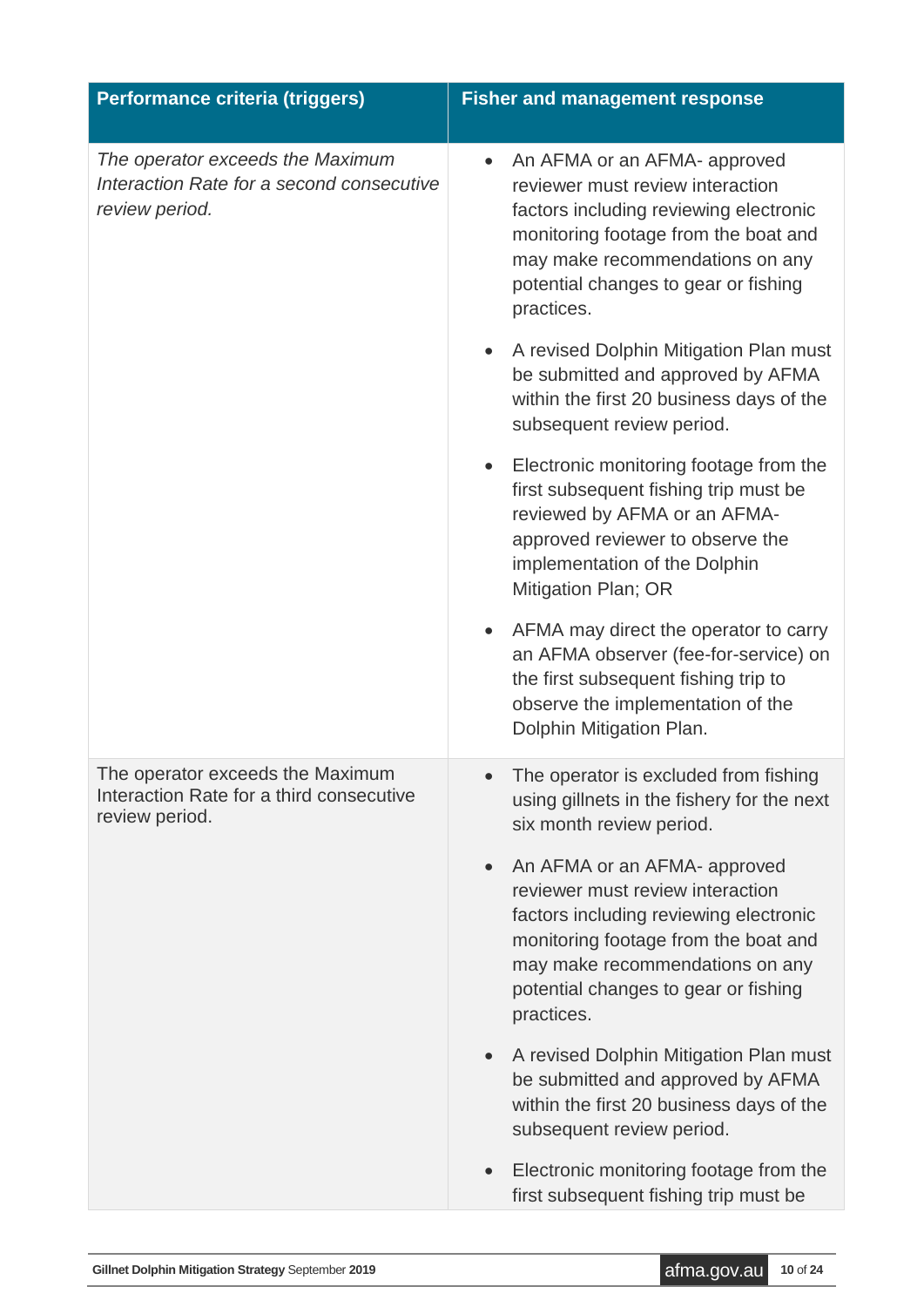| Performance criteria (triggers) | Fisher and management response |
|---|---|
| *The operator exceeds the Maximum Interaction Rate for a second consecutive review period.* | • An AFMA or an AFMA- approved reviewer must review interaction factors including reviewing electronic monitoring footage from the boat and may make recommendations on any potential changes to gear or fishing practices.<br><br>• A revised Dolphin Mitigation Plan must be submitted and approved by AFMA within the first 20 business days of the subsequent review period.<br><br>• Electronic monitoring footage from the first subsequent fishing trip must be reviewed by AFMA or an AFMA-approved reviewer to observe the implementation of the Dolphin Mitigation Plan; OR<br><br>• AFMA may direct the operator to carry an AFMA observer (fee-for-service) on the first subsequent fishing trip to observe the implementation of the Dolphin Mitigation Plan. |
| The operator exceeds the Maximum Interaction Rate for a third consecutive review period. | • The operator is excluded from fishing using gillnets in the fishery for the next six month review period.<br><br>• An AFMA or an AFMA- approved reviewer must review interaction factors including reviewing electronic monitoring footage from the boat and may make recommendations on any potential changes to gear or fishing practices.<br><br>• A revised Dolphin Mitigation Plan must be submitted and approved by AFMA within the first 20 business days of the subsequent review period.<br><br>• Electronic monitoring footage from the first subsequent fishing trip must be |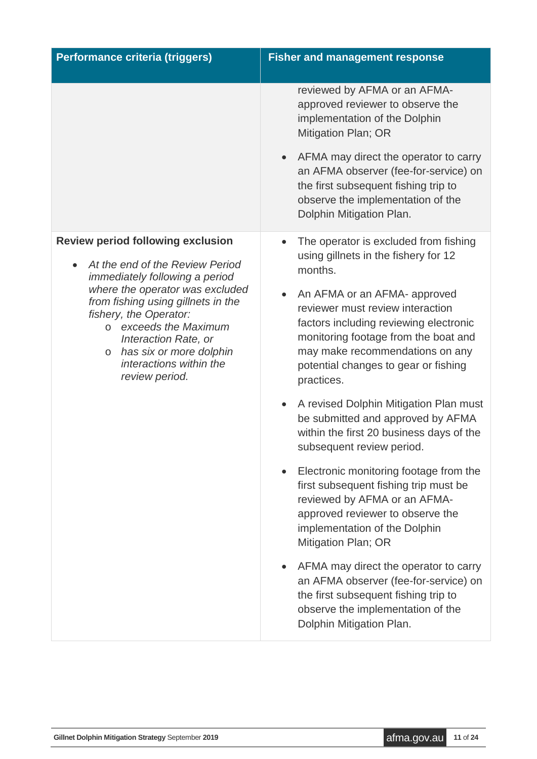| Performance criteria (triggers) | Fisher and management response |
|---|---|
| | reviewed by AFMA or an AFMA-approved reviewer to observe the implementation of the Dolphin Mitigation Plan; OR<br><br>• AFMA may direct the operator to carry an AFMA observer (fee-for-service) on the first subsequent fishing trip to observe the implementation of the Dolphin Mitigation Plan. |
| **Review period following exclusion**<br><br>• *At the end of the Review Period immediately following a period where the operator was excluded from fishing using gillnets in the fishery, the Operator:*<br>&nbsp;&nbsp;&nbsp;&nbsp;o *exceeds the Maximum Interaction Rate, or*<br>&nbsp;&nbsp;&nbsp;&nbsp;o *has six or more dolphin interactions within the review period.* | • The operator is excluded from fishing using gillnets in the fishery for 12 months.<br><br>• An AFMA or an AFMA- approved reviewer must review interaction factors including reviewing electronic monitoring footage from the boat and may make recommendations on any potential changes to gear or fishing practices.<br><br>• A revised Dolphin Mitigation Plan must be submitted and approved by AFMA within the first 20 business days of the subsequent review period.<br><br>• Electronic monitoring footage from the first subsequent fishing trip must be reviewed by AFMA or an AFMA-approved reviewer to observe the implementation of the Dolphin Mitigation Plan; OR<br><br>• AFMA may direct the operator to carry an AFMA observer (fee-for-service) on the first subsequent fishing trip to observe the implementation of the Dolphin Mitigation Plan. |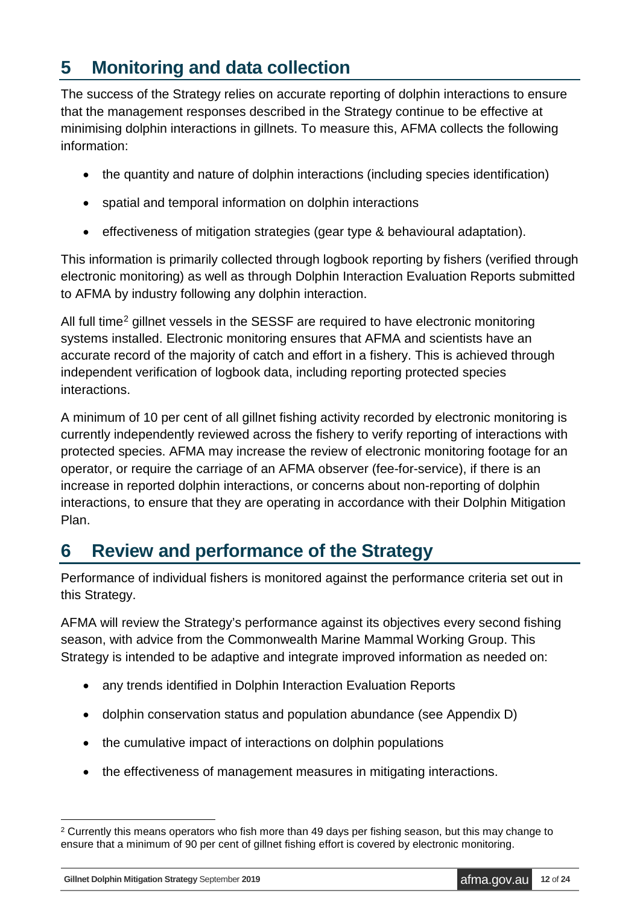## 5 Monitoring and data collection

The success of the Strategy relies on accurate reporting of dolphin interactions to ensure that the management responses described in the Strategy continue to be effective at minimising dolphin interactions in gillnets. To measure this, AFMA collects the following information:

- the quantity and nature of dolphin interactions (including species identification)
- spatial and temporal information on dolphin interactions
- effectiveness of mitigation strategies (gear type & behavioural adaptation).

This information is primarily collected through logbook reporting by fishers (verified through electronic monitoring) as well as through Dolphin Interaction Evaluation Reports submitted to AFMA by industry following any dolphin interaction.

All full time[2] gillnet vessels in the SESSF are required to have electronic monitoring systems installed. Electronic monitoring ensures that AFMA and scientists have an accurate record of the majority of catch and effort in a fishery. This is achieved through independent verification of logbook data, including reporting protected species interactions.

A minimum of 10 per cent of all gillnet fishing activity recorded by electronic monitoring is currently independently reviewed across the fishery to verify reporting of interactions with protected species. AFMA may increase the review of electronic monitoring footage for an operator, or require the carriage of an AFMA observer (fee-for-service), if there is an increase in reported dolphin interactions, or concerns about non-reporting of dolphin interactions, to ensure that they are operating in accordance with their Dolphin Mitigation Plan.

## 6 Review and performance of the Strategy

Performance of individual fishers is monitored against the performance criteria set out in this Strategy.

AFMA will review the Strategy's performance against its objectives every second fishing season, with advice from the Commonwealth Marine Mammal Working Group. This Strategy is intended to be adaptive and integrate improved information as needed on:

- any trends identified in Dolphin Interaction Evaluation Reports
- dolphin conservation status and population abundance (see Appendix D)
- the cumulative impact of interactions on dolphin populations
- the effectiveness of management measures in mitigating interactions.

---

[2] Currently this means operators who fish more than 49 days per fishing season, but this may change to ensure that a minimum of 90 per cent of gillnet fishing effort is covered by electronic monitoring.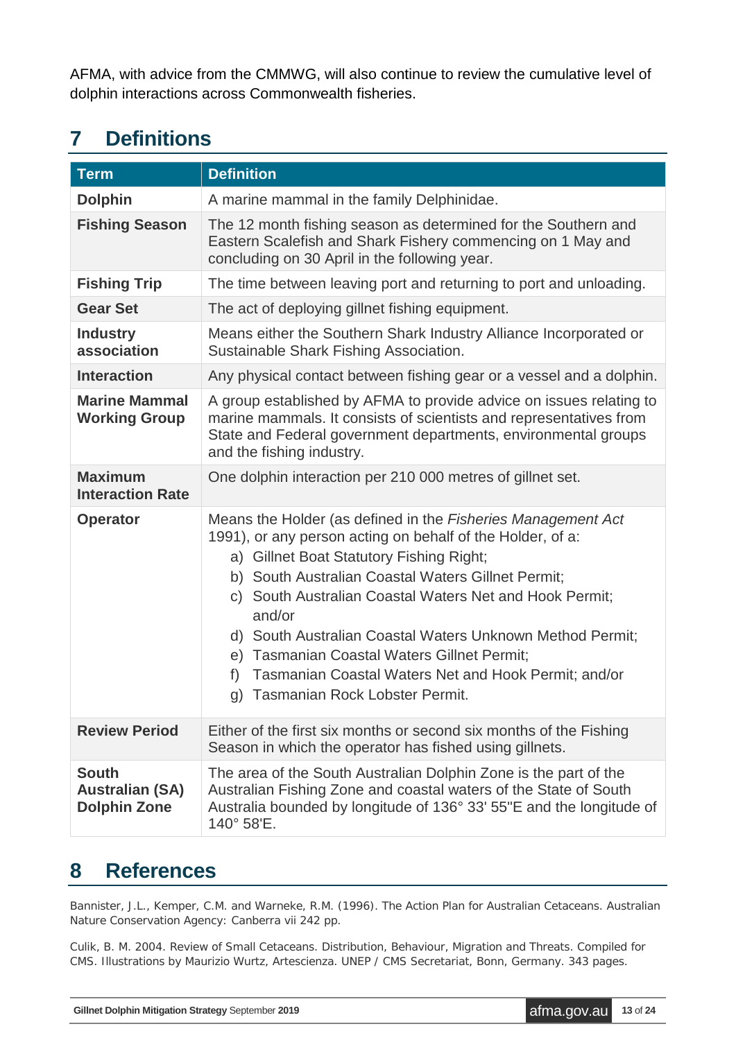AFMA, with advice from the CMMWG, will also continue to review the cumulative level of dolphin interactions across Commonwealth fisheries.

# 7 Definitions

| Term | Definition |
|---|---|
| **Dolphin** | A marine mammal in the family Delphinidae. |
| **Fishing Season** | The 12 month fishing season as determined for the Southern and Eastern Scalefish and Shark Fishery commencing on 1 May and concluding on 30 April in the following year. |
| **Fishing Trip** | The time between leaving port and returning to port and unloading. |
| **Gear Set** | The act of deploying gillnet fishing equipment. |
| **Industry association** | Means either the Southern Shark Industry Alliance Incorporated or Sustainable Shark Fishing Association. |
| **Interaction** | Any physical contact between fishing gear or a vessel and a dolphin. |
| **Marine Mammal Working Group** | A group established by AFMA to provide advice on issues relating to marine mammals. It consists of scientists and representatives from State and Federal government departments, environmental groups and the fishing industry. |
| **Maximum Interaction Rate** | One dolphin interaction per 210 000 metres of gillnet set. |
| **Operator** | Means the Holder (as defined in the *Fisheries Management Act* 1991), or any person acting on behalf of the Holder, of a: a) Gillnet Boat Statutory Fishing Right; b) South Australian Coastal Waters Gillnet Permit; c) South Australian Coastal Waters Net and Hook Permit; and/or d) South Australian Coastal Waters Unknown Method Permit; e) Tasmanian Coastal Waters Gillnet Permit; f) Tasmanian Coastal Waters Net and Hook Permit; and/or g) Tasmanian Rock Lobster Permit. |
| **Review Period** | Either of the first six months or second six months of the Fishing Season in which the operator has fished using gillnets. |
| **South Australian (SA) Dolphin Zone** | The area of the South Australian Dolphin Zone is the part of the Australian Fishing Zone and coastal waters of the State of South Australia bounded by longitude of 136° 33' 55"E and the longitude of 140° 58'E. |

# 8 References

Bannister, J.L., Kemper, C.M. and Warneke, R.M. (1996). The Action Plan for Australian Cetaceans. Australian Nature Conservation Agency: Canberra vii 242 pp.

Culik, B. M. 2004. Review of Small Cetaceans. Distribution, Behaviour, Migration and Threats. Compiled for CMS. Illustrations by Maurizio Wurtz, Artescienza. UNEP / CMS Secretariat, Bonn, Germany. 343 pages.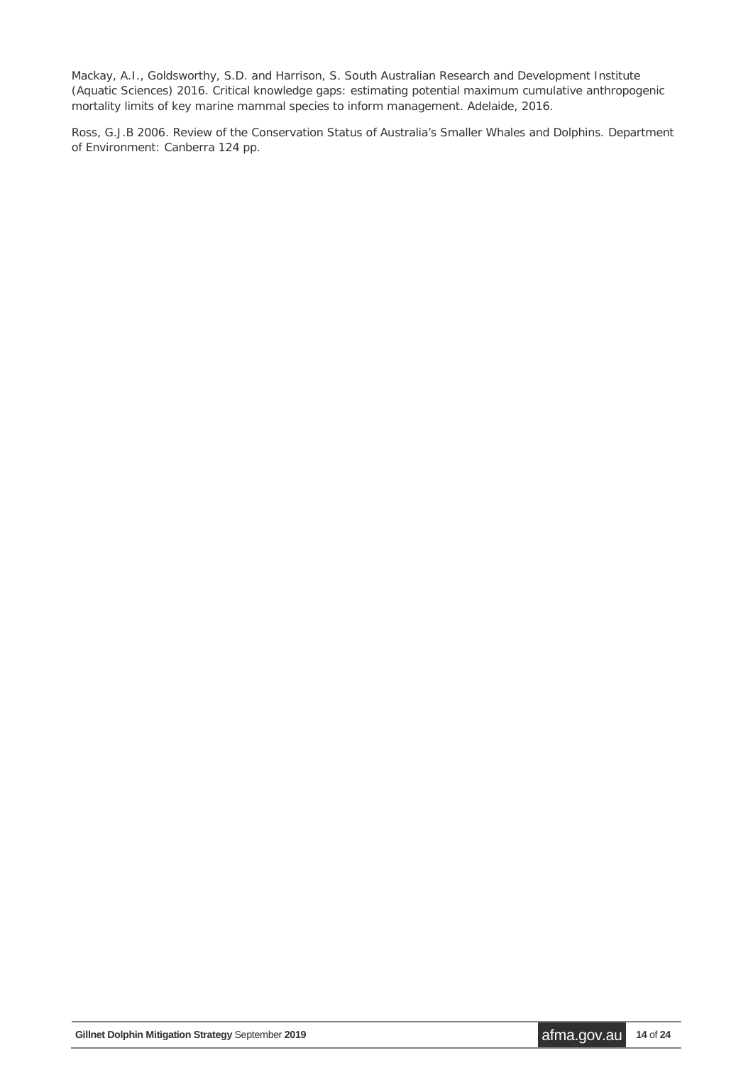Mackay, A.I., Goldsworthy, S.D. and Harrison, S. South Australian Research and Development Institute (Aquatic Sciences) 2016. Critical knowledge gaps: estimating potential maximum cumulative anthropogenic mortality limits of key marine mammal species to inform management. Adelaide, 2016.

Ross, G.J.B 2006. Review of the Conservation Status of Australia's Smaller Whales and Dolphins. Department of Environment: Canberra 124 pp.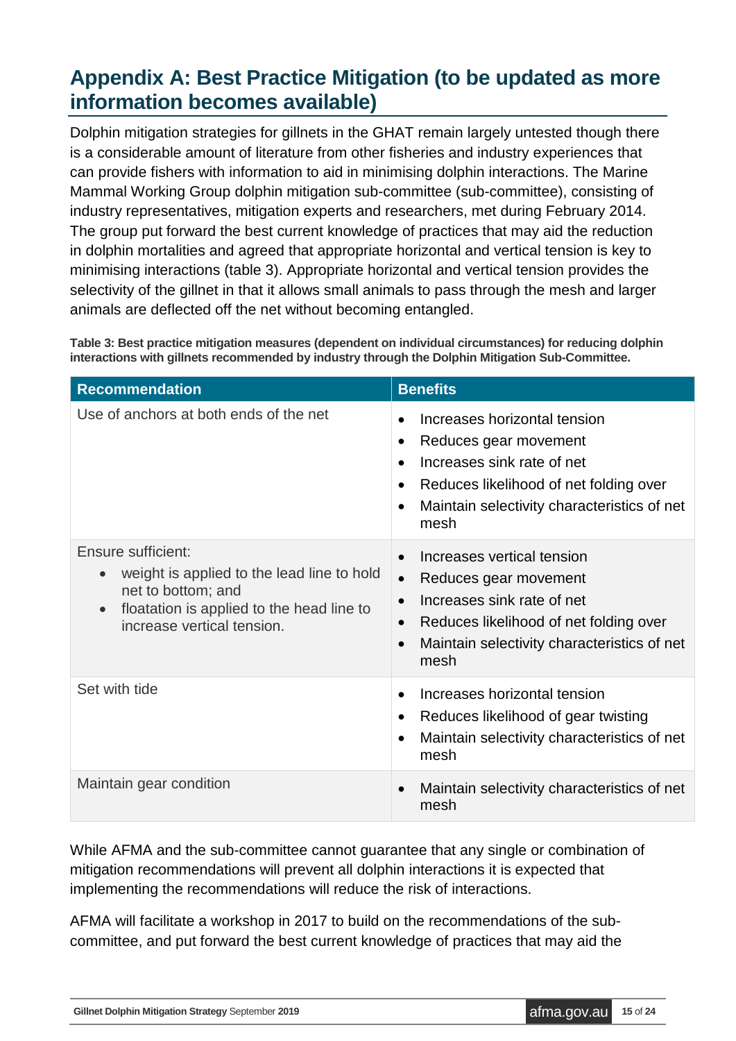# Appendix A: Best Practice Mitigation (to be updated as more information becomes available)

Dolphin mitigation strategies for gillnets in the GHAT remain largely untested though there is a considerable amount of literature from other fisheries and industry experiences that can provide fishers with information to aid in minimising dolphin interactions. The Marine Mammal Working Group dolphin mitigation sub-committee (sub-committee), consisting of industry representatives, mitigation experts and researchers, met during February 2014. The group put forward the best current knowledge of practices that may aid the reduction in dolphin mortalities and agreed that appropriate horizontal and vertical tension is key to minimising interactions (table 3). Appropriate horizontal and vertical tension provides the selectivity of the gillnet in that it allows small animals to pass through the mesh and larger animals are deflected off the net without becoming entangled.

**Table 3: Best practice mitigation measures (dependent on individual circumstances) for reducing dolphin interactions with gillnets recommended by industry through the Dolphin Mitigation Sub-Committee.**

| Recommendation | Benefits |
|---|---|
| Use of anchors at both ends of the net | • Increases horizontal tension<br>• Reduces gear movement<br>• Increases sink rate of net<br>• Reduces likelihood of net folding over<br>• Maintain selectivity characteristics of net mesh |
| Ensure sufficient:<br>• weight is applied to the lead line to hold net to bottom; and<br>• floatation is applied to the head line to increase vertical tension. | • Increases vertical tension<br>• Reduces gear movement<br>• Increases sink rate of net<br>• Reduces likelihood of net folding over<br>• Maintain selectivity characteristics of net mesh |
| Set with tide | • Increases horizontal tension<br>• Reduces likelihood of gear twisting<br>• Maintain selectivity characteristics of net mesh |
| Maintain gear condition | • Maintain selectivity characteristics of net mesh |

While AFMA and the sub-committee cannot guarantee that any single or combination of mitigation recommendations will prevent all dolphin interactions it is expected that implementing the recommendations will reduce the risk of interactions.

AFMA will facilitate a workshop in 2017 to build on the recommendations of the sub-committee, and put forward the best current knowledge of practices that may aid the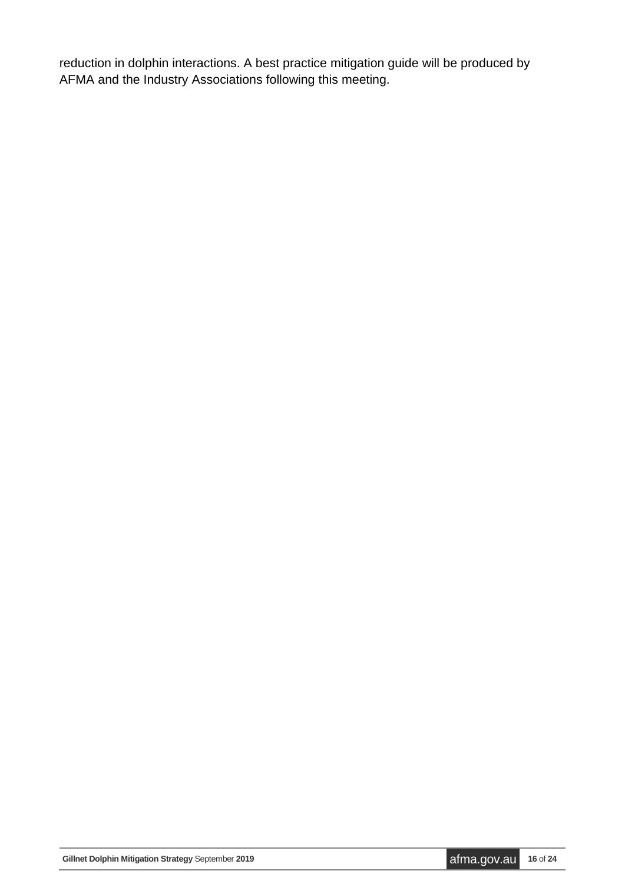reduction in dolphin interactions. A best practice mitigation guide will be produced by AFMA and the Industry Associations following this meeting.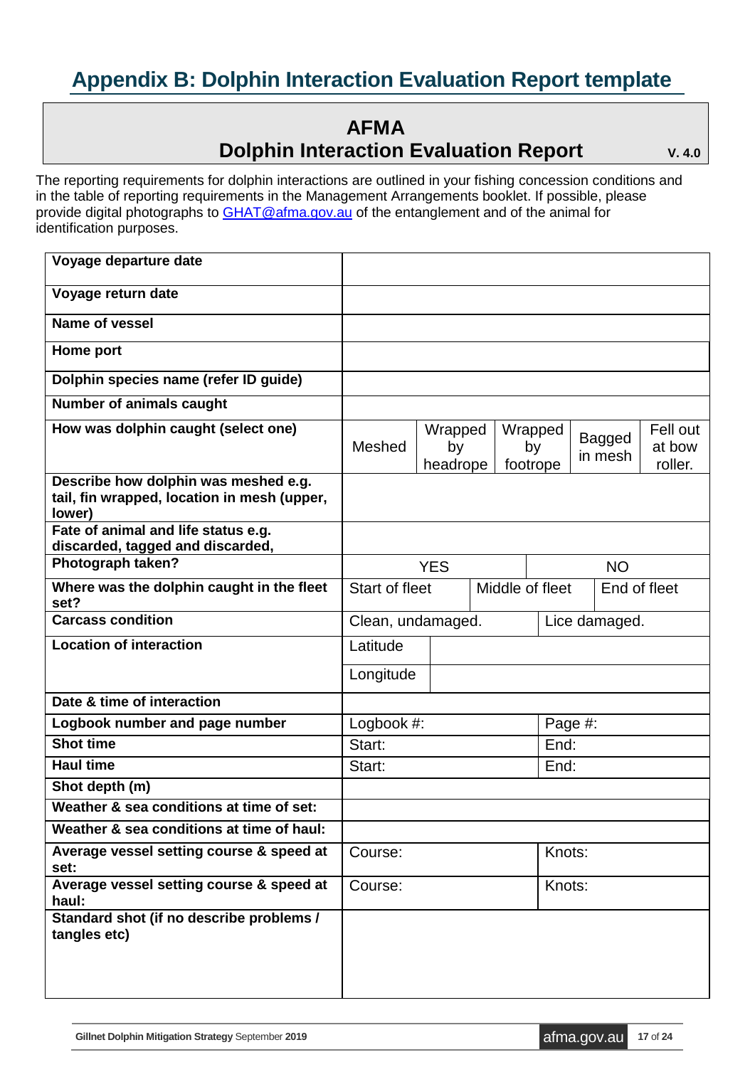# Appendix B: Dolphin Interaction Evaluation Report template

## AFMA Dolphin Interaction Evaluation Report

**V. 4.0**

The reporting requirements for dolphin interactions are outlined in your fishing concession conditions and in the table of reporting requirements in the Management Arrangements booklet. If possible, please provide digital photographs to GHAT@afma.gov.au of the entanglement and of the animal for identification purposes.

| | | | | | |
|---|---|---|---|---|---|
| **Voyage departure date** | | | | | |
| **Voyage return date** | | | | | |
| **Name of vessel** | | | | | |
| **Home port** | | | | | |
| **Dolphin species name (refer ID guide)** | | | | | |
| **Number of animals caught** | | | | | |
| **How was dolphin caught (select one)** | Meshed | Wrapped by headrope | Wrapped by footrope | Bagged in mesh | Fell out at bow roller. |
| **Describe how dolphin was meshed e.g. tail, fin wrapped, location in mesh (upper, lower)** | | | | | |
| **Fate of animal and life status e.g. discarded, tagged and discarded,** | | | | | |
| **Photograph taken?** | YES | | NO | | |
| **Where was the dolphin caught in the fleet set?** | Start of fleet | Middle of fleet | End of fleet | | |
| **Carcass condition** | Clean, undamaged. | | Lice damaged. | | |
| **Location of interaction** | Latitude | | | | |
| | Longitude | | | | |
| **Date & time of interaction** | | | | | |
| **Logbook number and page number** | Logbook #: | | Page #: | | |
| **Shot time** | Start: | | End: | | |
| **Haul time** | Start: | | End: | | |
| **Shot depth (m)** | | | | | |
| **Weather & sea conditions at time of set:** | | | | | |
| **Weather & sea conditions at time of haul:** | | | | | |
| **Average vessel setting course & speed at set:** | Course: | | Knots: | | |
| **Average vessel setting course & speed at haul:** | Course: | | Knots: | | |
| **Standard shot (if no describe problems / tangles etc)** | | | | | |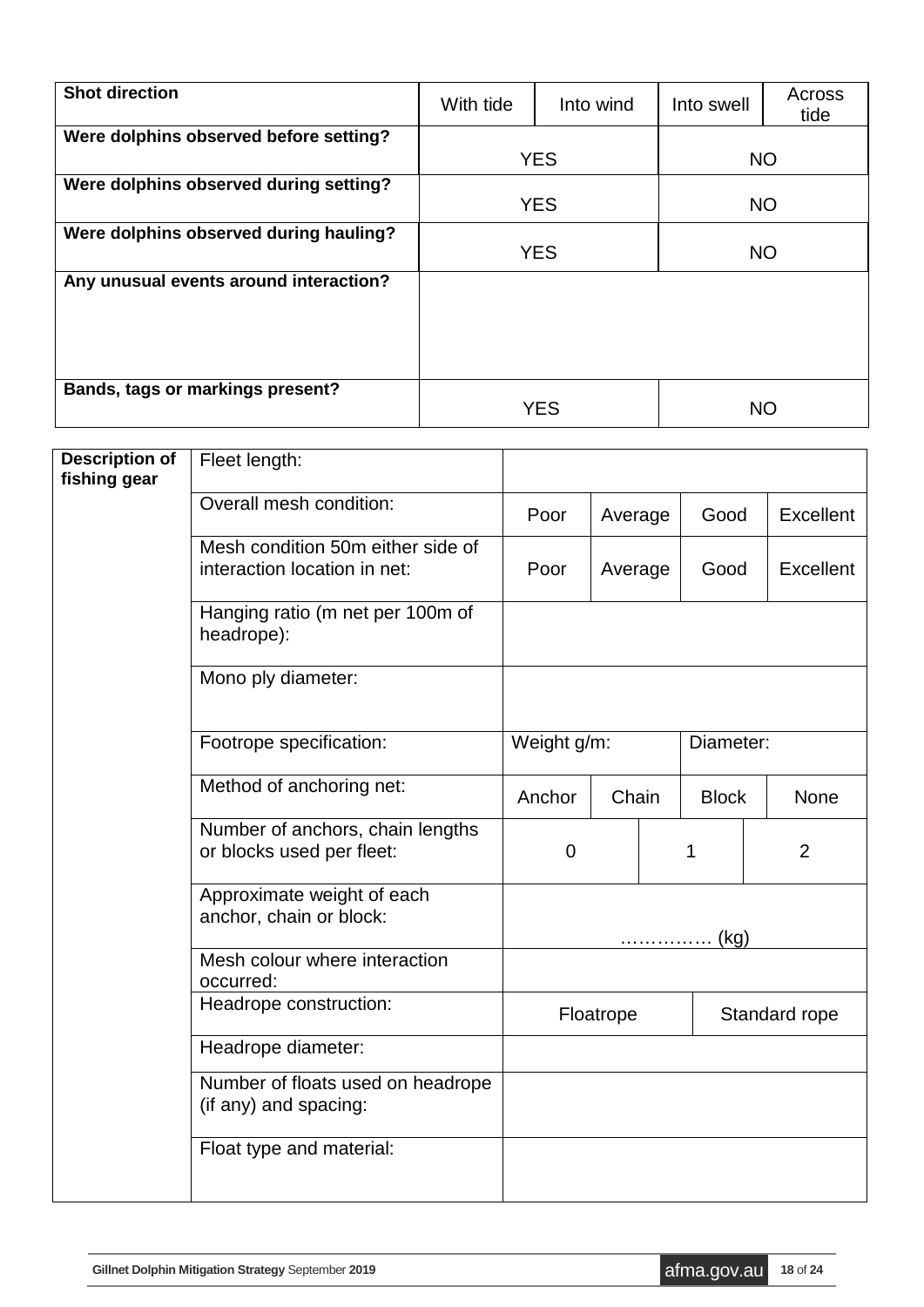| Shot direction | With tide | Into wind | Into swell | Across tide |
|---|---|---|---|---|
| Were dolphins observed before setting? | YES | | NO | |
| Were dolphins observed during setting? | YES | | NO | |
| Were dolphins observed during hauling? | YES | | NO | |
| Any unusual events around interaction? | | | | |
| Bands, tags or markings present? | YES | | NO | |

| Description of fishing gear | | | | | |
|---|---|---|---|---|---|
| Fleet length: | | | | | |
| Overall mesh condition: | Poor | Average | Good | Excellent | |
| Mesh condition 50m either side of interaction location in net: | Poor | Average | Good | Excellent | |
| Hanging ratio (m net per 100m of headrope): | | | | | |
| Mono ply diameter: | | | | | |
| Footrope specification: | Weight g/m: | | Diameter: | | |
| Method of anchoring net: | Anchor | Chain | Block | None | |
| Number of anchors, chain lengths or blocks used per fleet: | 0 | 1 | 2 | | |
| Approximate weight of each anchor, chain or block: | …………… (kg) | | | | |
| Mesh colour where interaction occurred: | | | | | |
| Headrope construction: | Floatrope | | Standard rope | | |
| Headrope diameter: | | | | | |
| Number of floats used on headrope (if any) and spacing: | | | | | |
| Float type and material: | | | | | |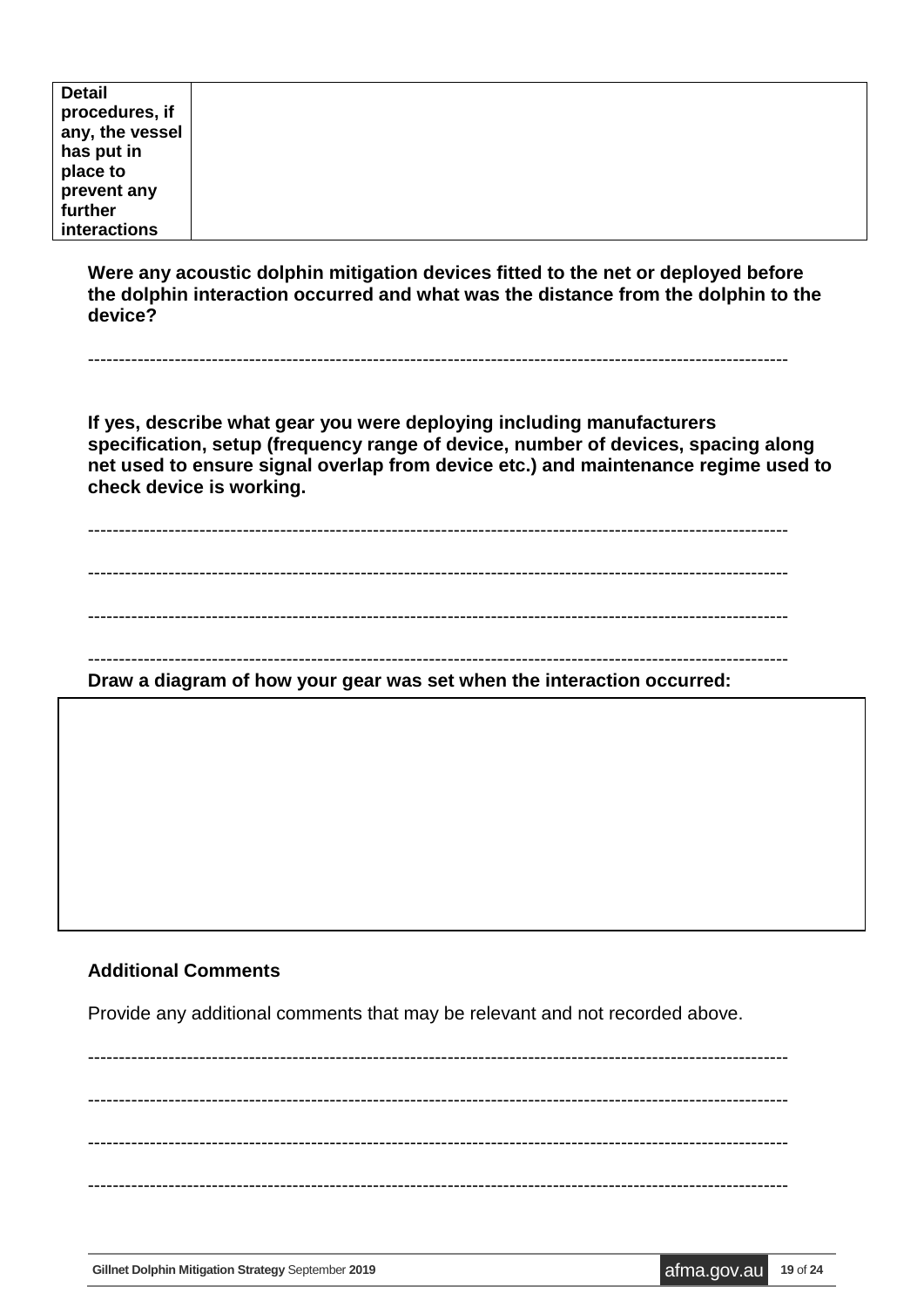| Detail procedures, if any, the vessel has put in place to prevent any further interactions | |
|---|---|

**Were any acoustic dolphin mitigation devices fitted to the net or deployed before the dolphin interaction occurred and what was the distance from the dolphin to the device?**

--------------------------------------------------------------------------------------------------------------

**If yes, describe what gear you were deploying including manufacturers specification, setup (frequency range of device, number of devices, spacing along net used to ensure signal overlap from device etc.) and maintenance regime used to check device is working.**

--------------------------------------------------------------------------------------------------------------

--------------------------------------------------------------------------------------------------------------

--------------------------------------------------------------------------------------------------------------

--------------------------------------------------------------------------------------------------------------

**Draw a diagram of how your gear was set when the interaction occurred:**

| |
|---|
| |

**Additional Comments**

Provide any additional comments that may be relevant and not recorded above.

--------------------------------------------------------------------------------------------------------------

--------------------------------------------------------------------------------------------------------------

--------------------------------------------------------------------------------------------------------------

--------------------------------------------------------------------------------------------------------------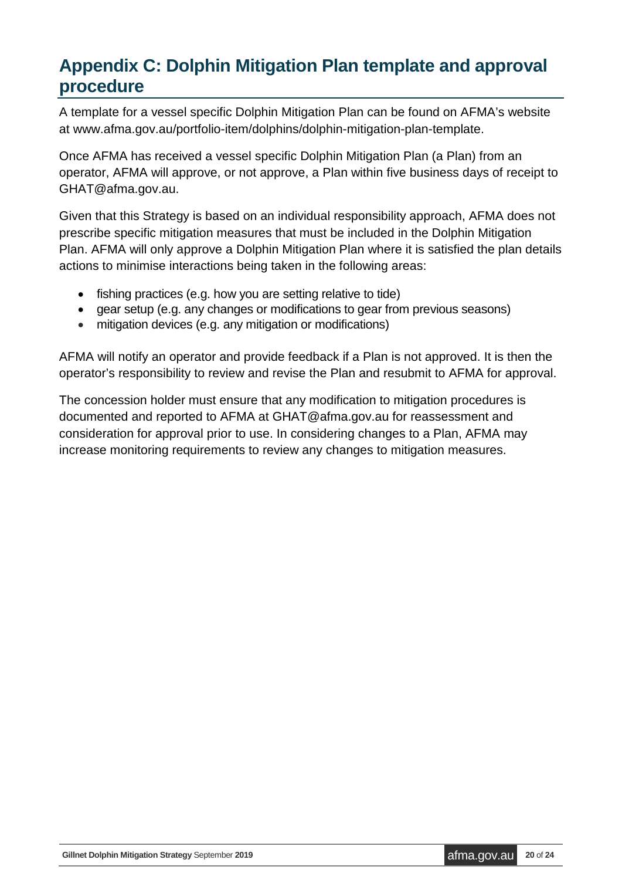# Appendix C: Dolphin Mitigation Plan template and approval procedure

A template for a vessel specific Dolphin Mitigation Plan can be found on AFMA's website at www.afma.gov.au/portfolio-item/dolphins/dolphin-mitigation-plan-template.

Once AFMA has received a vessel specific Dolphin Mitigation Plan (a Plan) from an operator, AFMA will approve, or not approve, a Plan within five business days of receipt to GHAT@afma.gov.au.

Given that this Strategy is based on an individual responsibility approach, AFMA does not prescribe specific mitigation measures that must be included in the Dolphin Mitigation Plan. AFMA will only approve a Dolphin Mitigation Plan where it is satisfied the plan details actions to minimise interactions being taken in the following areas:

- fishing practices (e.g. how you are setting relative to tide)
- gear setup (e.g. any changes or modifications to gear from previous seasons)
- mitigation devices (e.g. any mitigation or modifications)

AFMA will notify an operator and provide feedback if a Plan is not approved. It is then the operator's responsibility to review and revise the Plan and resubmit to AFMA for approval.

The concession holder must ensure that any modification to mitigation procedures is documented and reported to AFMA at GHAT@afma.gov.au for reassessment and consideration for approval prior to use. In considering changes to a Plan, AFMA may increase monitoring requirements to review any changes to mitigation measures.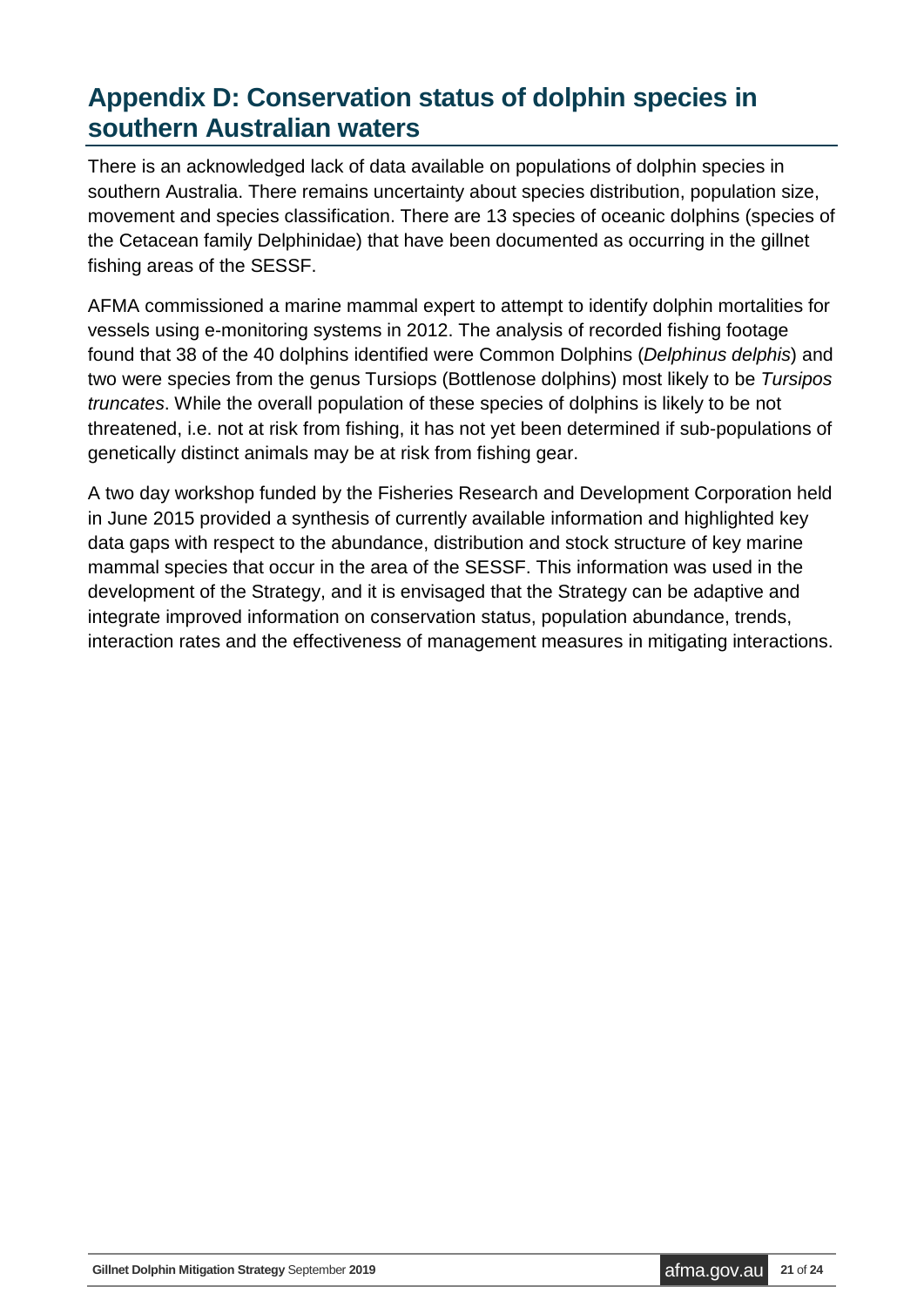# Appendix D: Conservation status of dolphin species in southern Australian waters

There is an acknowledged lack of data available on populations of dolphin species in southern Australia. There remains uncertainty about species distribution, population size, movement and species classification. There are 13 species of oceanic dolphins (species of the Cetacean family Delphinidae) that have been documented as occurring in the gillnet fishing areas of the SESSF.

AFMA commissioned a marine mammal expert to attempt to identify dolphin mortalities for vessels using e-monitoring systems in 2012. The analysis of recorded fishing footage found that 38 of the 40 dolphins identified were Common Dolphins (*Delphinus delphis*) and two were species from the genus Tursiops (Bottlenose dolphins) most likely to be *Tursipos truncates*. While the overall population of these species of dolphins is likely to be not threatened, i.e. not at risk from fishing, it has not yet been determined if sub-populations of genetically distinct animals may be at risk from fishing gear.

A two day workshop funded by the Fisheries Research and Development Corporation held in June 2015 provided a synthesis of currently available information and highlighted key data gaps with respect to the abundance, distribution and stock structure of key marine mammal species that occur in the area of the SESSF. This information was used in the development of the Strategy, and it is envisaged that the Strategy can be adaptive and integrate improved information on conservation status, population abundance, trends, interaction rates and the effectiveness of management measures in mitigating interactions.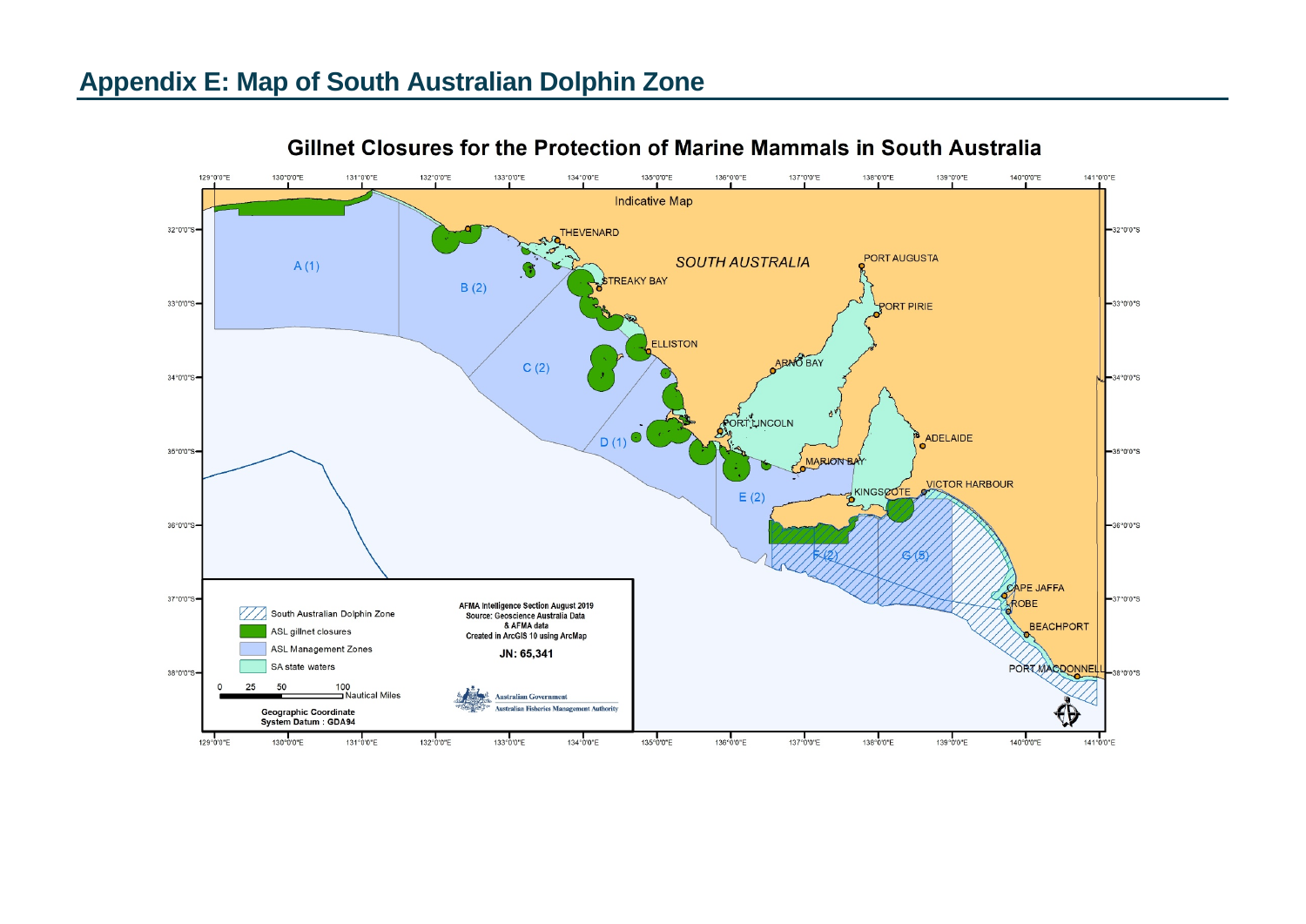# Appendix E: Map of South Australian Dolphin Zone

**Gillnet Closures for the Protection of Marine Mammals in South Australia**

Indicative Map

SOUTH AUSTRALIA

A (1), B (2), C (2), D (1), E (2), F (2), G (5)

THEVENARD, STREAKY BAY, ELLISTON, ARNO BAY, PORT AUGUSTA, PORT PIRIE, PORT LINCOLN, MARION BAY, ADELAIDE, KINGSCOTE, VICTOR HARBOUR, CAPE JAFFA, ROBE, BEACHPORT, PORT MACDONNELL

- South Australian Dolphin Zone
- ASL gillnet closures
- ASL Management Zones
- SA state waters

0 25 50 100 Nautical Miles

Geographic Coordinate System Datum : GDA94

AFMA Intelligence Section August 2019
Source: Geoscience Australia Data & AFMA data
Created in ArcGIS 10 using ArcMap

JN: 65,341

Australian Government
Australian Fisheries Management Authority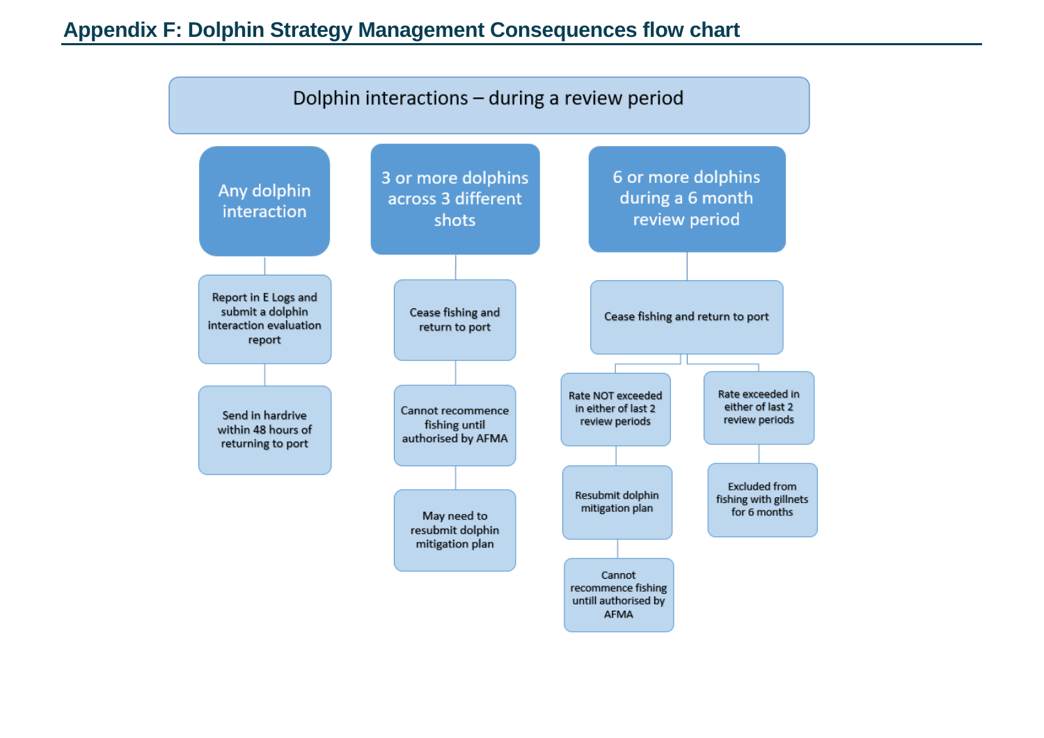## Appendix F: Dolphin Strategy Management Consequences flow chart

**Dolphin interactions – during a review period**

**Any dolphin interaction**
- Report in E Logs and submit a dolphin interaction evaluation report
- Send in hardrive within 48 hours of returning to port

**3 or more dolphins across 3 different shots**
- Cease fishing and return to port
- Cannot recommence fishing until authorised by AFMA
- May need to resubmit dolphin mitigation plan

**6 or more dolphins during a 6 month review period**
- Cease fishing and return to port
  - Rate NOT exceeded in either of last 2 review periods
    - Resubmit dolphin mitigation plan
    - Cannot recommence fishing untill authorised by AFMA
  - Rate exceeded in either of last 2 review periods
    - Excluded from fishing with gillnets for 6 months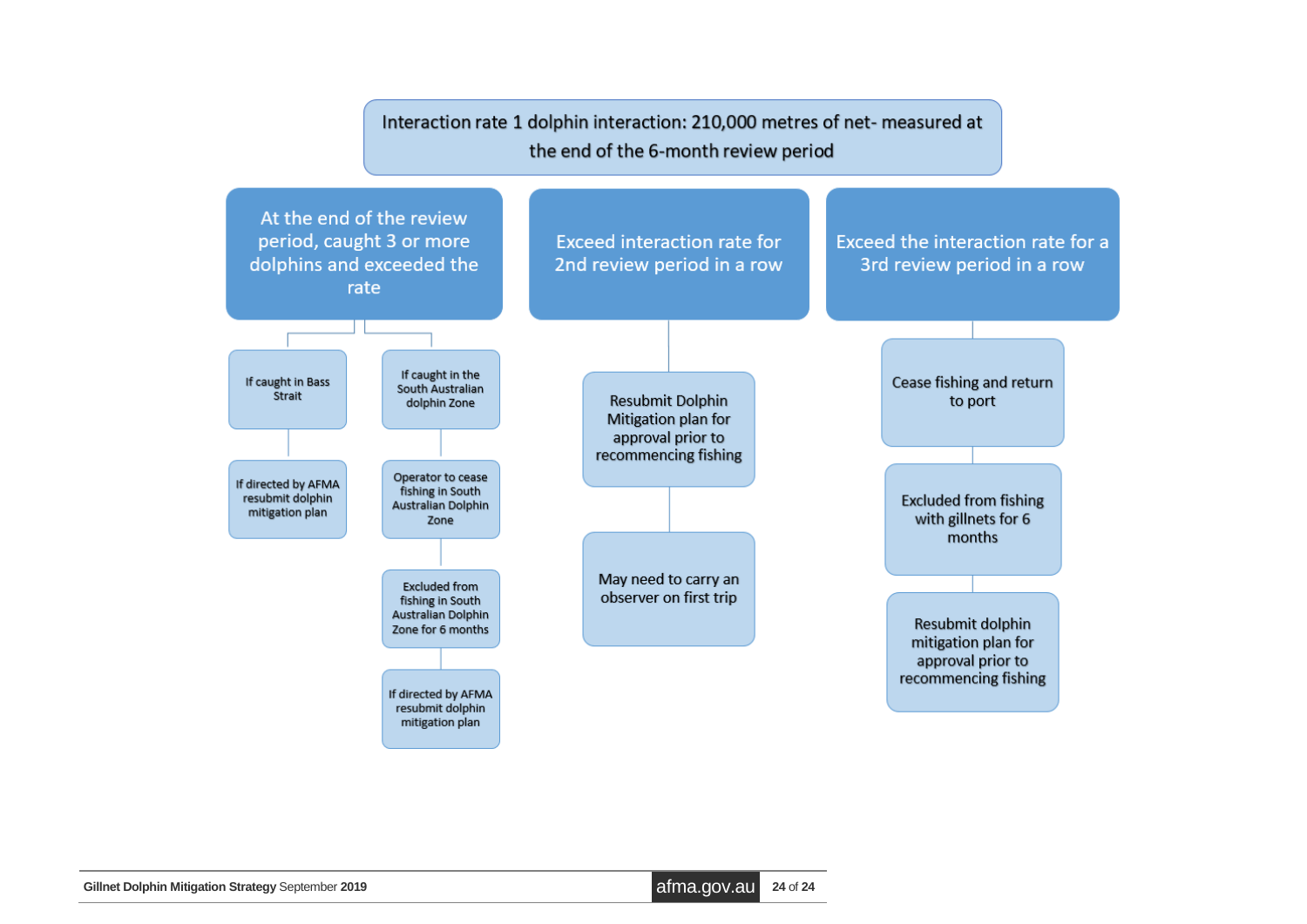Interaction rate 1 dolphin interaction: 210,000 metres of net- measured at the end of the 6-month review period

At the end of the review period, caught 3 or more dolphins and exceeded the rate

If caught in Bass Strait

If directed by AFMA resubmit dolphin mitigation plan

If caught in the South Australian dolphin Zone

Operator to cease fishing in South Australian Dolphin Zone

Excluded from fishing in South Australian Dolphin Zone for 6 months

If directed by AFMA resubmit dolphin mitigation plan

Exceed interaction rate for 2nd review period in a row

Resubmit Dolphin Mitigation plan for approval prior to recommencing fishing

May need to carry an observer on first trip

Exceed the interaction rate for a 3rd review period in a row

Cease fishing and return to port

Excluded from fishing with gillnets for 6 months

Resubmit dolphin mitigation plan for approval prior to recommencing fishing